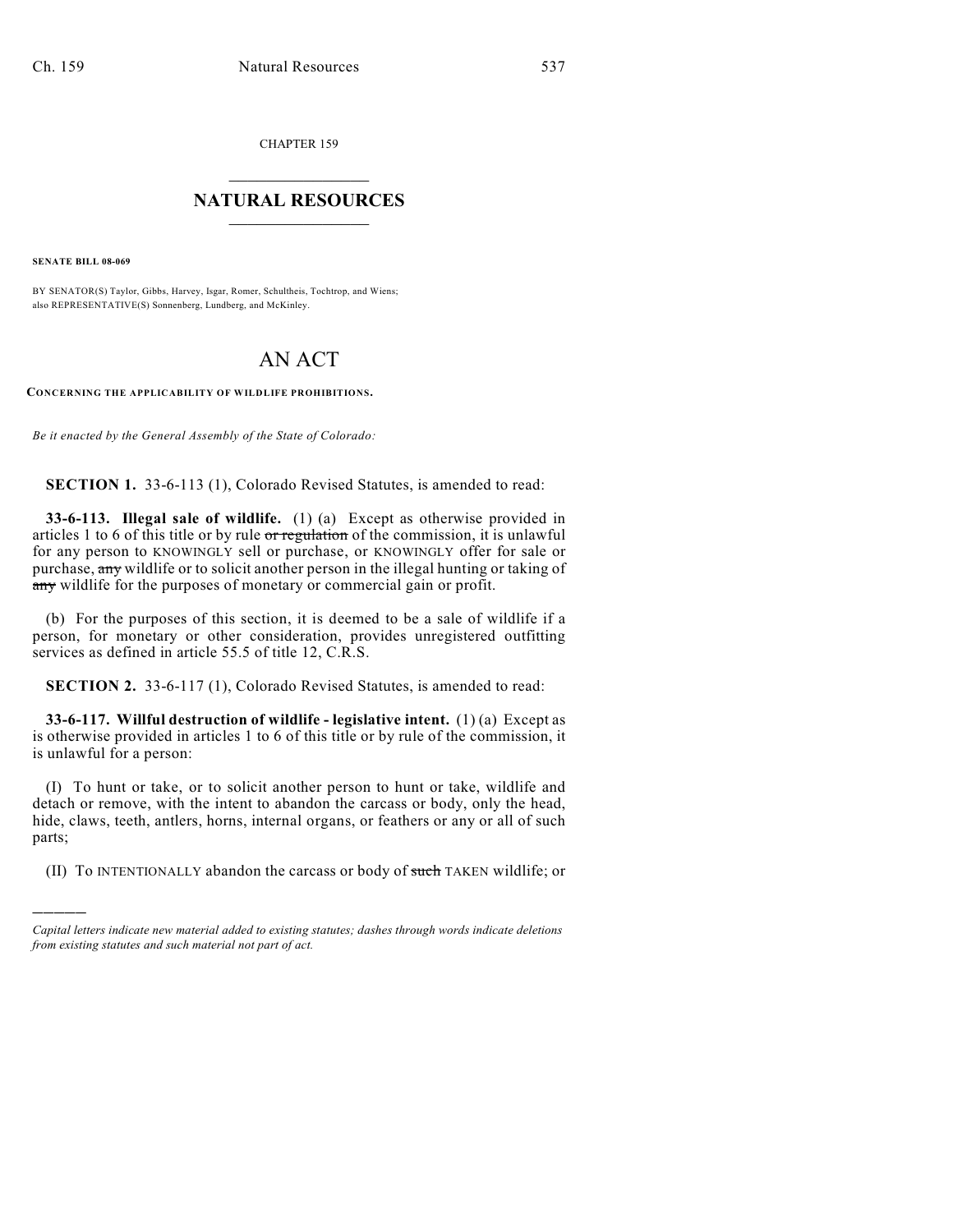CHAPTER 159

# NATURAL RESOURCES

**SENATE BILL 08-069**

BY SENATOR(S) Taylor, Gibbs, Harvey, Isgar, Romer, Schultheis, Tochtrop, and Wiens;
also REPRESENTATIVE(S) Sonnenberg, Lundberg, and McKinley.

# AN ACT

**CONCERNING THE APPLICABILITY OF WILDLIFE PROHIBITIONS.**

*Be it enacted by the General Assembly of the State of Colorado:*

**SECTION 1.** 33-6-113 (1), Colorado Revised Statutes, is amended to read:

**33-6-113. Illegal sale of wildlife.** (1) (a) Except as otherwise provided in articles 1 to 6 of this title or by rule ~~or regulation~~ of the commission, it is unlawful for any person to KNOWINGLY sell or purchase, or KNOWINGLY offer for sale or purchase, ~~any~~ wildlife or to solicit another person in the illegal hunting or taking of ~~any~~ wildlife for the purposes of monetary or commercial gain or profit.

(b) For the purposes of this section, it is deemed to be a sale of wildlife if a person, for monetary or other consideration, provides unregistered outfitting services as defined in article 55.5 of title 12, C.R.S.

**SECTION 2.** 33-6-117 (1), Colorado Revised Statutes, is amended to read:

**33-6-117. Willful destruction of wildlife - legislative intent.** (1) (a) Except as is otherwise provided in articles 1 to 6 of this title or by rule of the commission, it is unlawful for a person:

(I) To hunt or take, or to solicit another person to hunt or take, wildlife and detach or remove, with the intent to abandon the carcass or body, only the head, hide, claws, teeth, antlers, horns, internal organs, or feathers or any or all of such parts;

(II) To INTENTIONALLY abandon the carcass or body of ~~such~~ TAKEN wildlife; or

---

*Capital letters indicate new material added to existing statutes; dashes through words indicate deletions from existing statutes and such material not part of act.*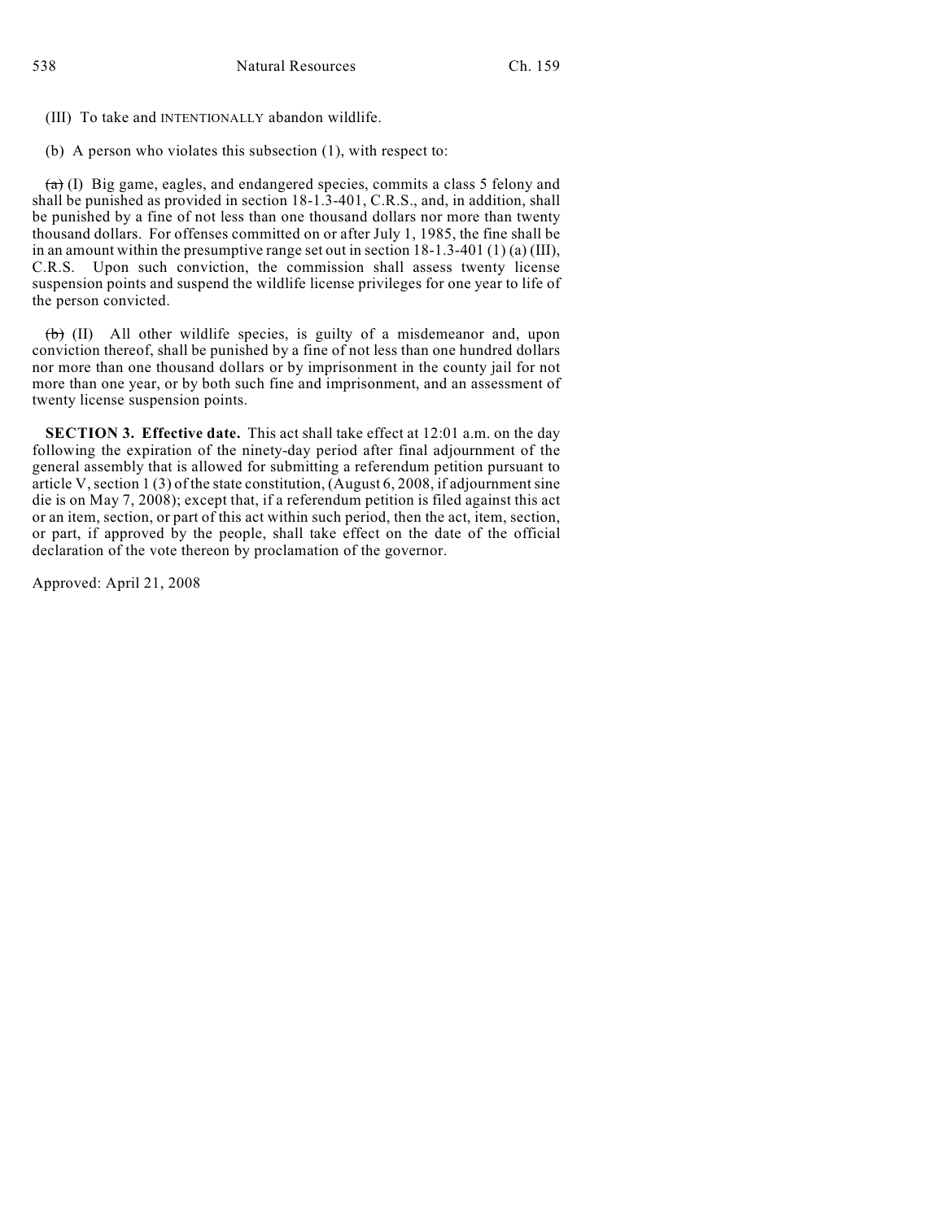(III) To take and INTENTIONALLY abandon wildlife.

(b) A person who violates this subsection (1), with respect to:

~~(a)~~ (I) Big game, eagles, and endangered species, commits a class 5 felony and shall be punished as provided in section 18-1.3-401, C.R.S., and, in addition, shall be punished by a fine of not less than one thousand dollars nor more than twenty thousand dollars. For offenses committed on or after July 1, 1985, the fine shall be in an amount within the presumptive range set out in section 18-1.3-401 (1) (a) (III), C.R.S. Upon such conviction, the commission shall assess twenty license suspension points and suspend the wildlife license privileges for one year to life of the person convicted.

~~(b)~~ (II) All other wildlife species, is guilty of a misdemeanor and, upon conviction thereof, shall be punished by a fine of not less than one hundred dollars nor more than one thousand dollars or by imprisonment in the county jail for not more than one year, or by both such fine and imprisonment, and an assessment of twenty license suspension points.

**SECTION 3. Effective date.** This act shall take effect at 12:01 a.m. on the day following the expiration of the ninety-day period after final adjournment of the general assembly that is allowed for submitting a referendum petition pursuant to article V, section 1 (3) of the state constitution, (August 6, 2008, if adjournment sine die is on May 7, 2008); except that, if a referendum petition is filed against this act or an item, section, or part of this act within such period, then the act, item, section, or part, if approved by the people, shall take effect on the date of the official declaration of the vote thereon by proclamation of the governor.

Approved: April 21, 2008